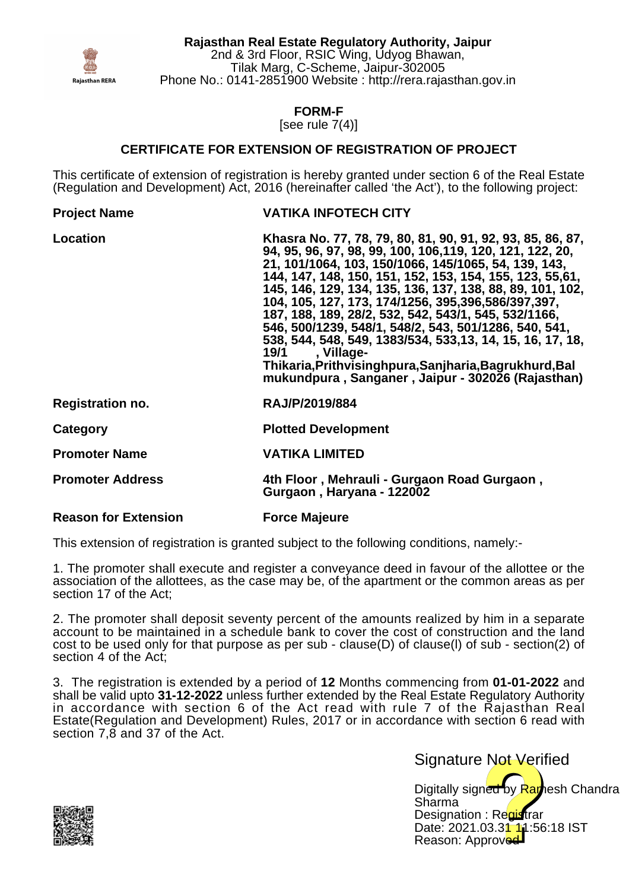**Rajasthan Real Estate Regulatory Authority, Jaipur**
2nd & 3rd Floor, RSIC Wing, Udyog Bhawan,
Tilak Marg, C-Scheme, Jaipur-302005
Phone No.: 0141-2851900 Website : http://rera.rajasthan.gov.in

Rajasthan RERA

## FORM-F

[see rule 7(4)]

## CERTIFICATE FOR EXTENSION OF REGISTRATION OF PROJECT

This certificate of extension of registration is hereby granted under section 6 of the Real Estate (Regulation and Development) Act, 2016 (hereinafter called 'the Act'), to the following project:

| | |
|---|---|
| **Project Name** | **VATIKA INFOTECH CITY** |
| **Location** | **Khasra No. 77, 78, 79, 80, 81, 90, 91, 92, 93, 85, 86, 87, 94, 95, 96, 97, 98, 99, 100, 106,119, 120, 121, 122, 20, 21, 101/1064, 103, 150/1066, 145/1065, 54, 139, 143, 144, 147, 148, 150, 151, 152, 153, 154, 155, 123, 55,61, 145, 146, 129, 134, 135, 136, 137, 138, 88, 89, 101, 102, 104, 105, 127, 173, 174/1256, 395,396,586/397,397, 187, 188, 189, 28/2, 532, 542, 543/1, 545, 532/1166, 546, 500/1239, 548/1, 548/2, 543, 501/1286, 540, 541, 538, 544, 548, 549, 1383/534, 533,13, 14, 15, 16, 17, 18, 19/1 , Village- Thikaria,Prithvisinghpura,Sanjharia,Bagrukhurd,Bal mukundpura , Sanganer , Jaipur - 302026 (Rajasthan)** |
| **Registration no.** | **RAJ/P/2019/884** |
| **Category** | **Plotted Development** |
| **Promoter Name** | **VATIKA LIMITED** |
| **Promoter Address** | **4th Floor , Mehrauli - Gurgaon Road Gurgaon , Gurgaon , Haryana - 122002** |
| **Reason for Extension** | **Force Majeure** |

This extension of registration is granted subject to the following conditions, namely:-

1. The promoter shall execute and register a conveyance deed in favour of the allottee or the association of the allottees, as the case may be, of the apartment or the common areas as per section 17 of the Act;

2. The promoter shall deposit seventy percent of the amounts realized by him in a separate account to be maintained in a schedule bank to cover the cost of construction and the land cost to be used only for that purpose as per sub - clause(D) of clause(l) of sub - section(2) of section 4 of the Act;

3. The registration is extended by a period of **12** Months commencing from **01-01-2022** and shall be valid upto **31-12-2022** unless further extended by the Real Estate Regulatory Authority in accordance with section 6 of the Act read with rule 7 of the Rajasthan Real Estate(Regulation and Development) Rules, 2017 or in accordance with section 6 read with section 7,8 and 37 of the Act.

Signature Not Verified

Digitally signed by Ramesh Chandra Sharma
Designation : Registrar
Date: 2021.03.31 11:56:18 IST
Reason: Approved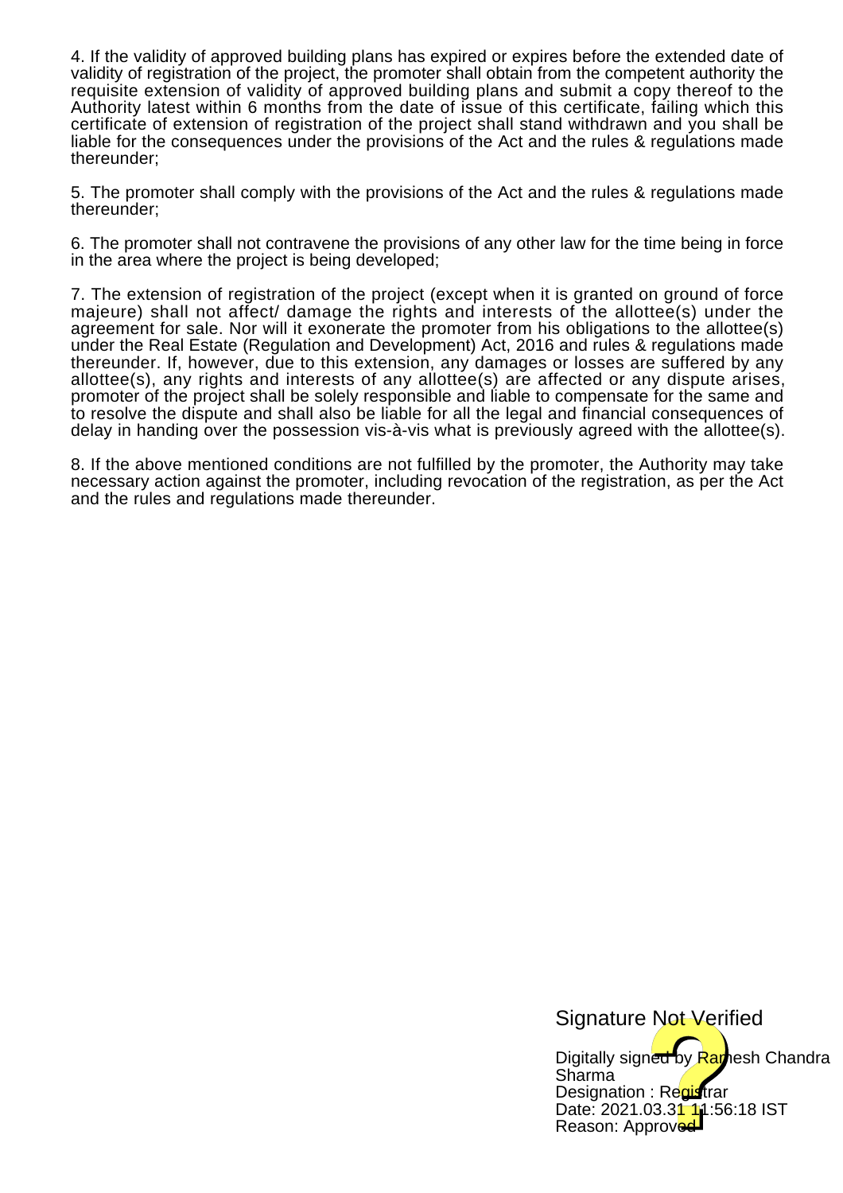4. If the validity of approved building plans has expired or expires before the extended date of validity of registration of the project, the promoter shall obtain from the competent authority the requisite extension of validity of approved building plans and submit a copy thereof to the Authority latest within 6 months from the date of issue of this certificate, failing which this certificate of extension of registration of the project shall stand withdrawn and you shall be liable for the consequences under the provisions of the Act and the rules & regulations made thereunder;

5. The promoter shall comply with the provisions of the Act and the rules & regulations made thereunder;

6. The promoter shall not contravene the provisions of any other law for the time being in force in the area where the project is being developed;

7. The extension of registration of the project (except when it is granted on ground of force majeure) shall not affect/ damage the rights and interests of the allottee(s) under the agreement for sale. Nor will it exonerate the promoter from his obligations to the allottee(s) under the Real Estate (Regulation and Development) Act, 2016 and rules & regulations made thereunder. If, however, due to this extension, any damages or losses are suffered by any allottee(s), any rights and interests of any allottee(s) are affected or any dispute arises, promoter of the project shall be solely responsible and liable to compensate for the same and to resolve the dispute and shall also be liable for all the legal and financial consequences of delay in handing over the possession vis-à-vis what is previously agreed with the allottee(s).

8. If the above mentioned conditions are not fulfilled by the promoter, the Authority may take necessary action against the promoter, including revocation of the registration, as per the Act and the rules and regulations made thereunder.

Signature Not Verified

Digitally signed by Ramesh Chandra Sharma
Designation : Registrar
Date: 2021.03.31 11:56:18 IST
Reason: Approved